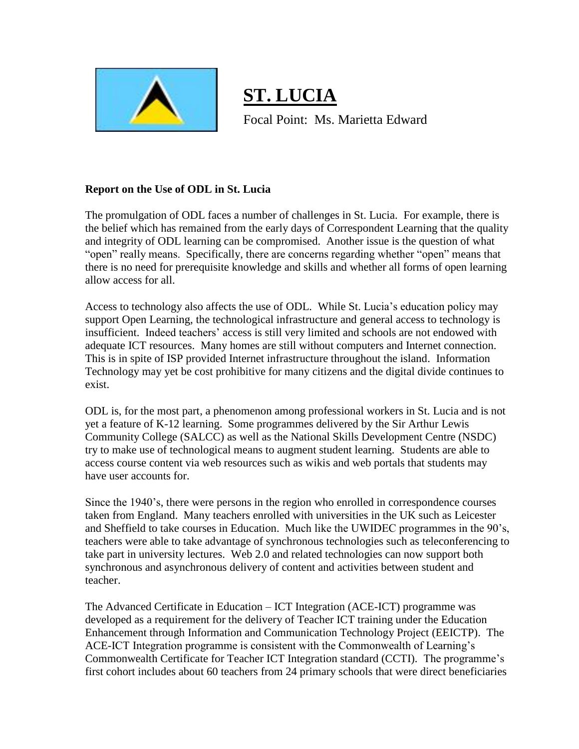# ST. LUCIA

Focal Point: Ms. Marietta Edward

**Report on the Use of ODL in St. Lucia**

The promulgation of ODL faces a number of challenges in St. Lucia. For example, there is the belief which has remained from the early days of Correspondent Learning that the quality and integrity of ODL learning can be compromised. Another issue is the question of what "open" really means. Specifically, there are concerns regarding whether "open" means that there is no need for prerequisite knowledge and skills and whether all forms of open learning allow access for all.

Access to technology also affects the use of ODL. While St. Lucia's education policy may support Open Learning, the technological infrastructure and general access to technology is insufficient. Indeed teachers' access is still very limited and schools are not endowed with adequate ICT resources. Many homes are still without computers and Internet connection. This is in spite of ISP provided Internet infrastructure throughout the island. Information Technology may yet be cost prohibitive for many citizens and the digital divide continues to exist.

ODL is, for the most part, a phenomenon among professional workers in St. Lucia and is not yet a feature of K-12 learning. Some programmes delivered by the Sir Arthur Lewis Community College (SALCC) as well as the National Skills Development Centre (NSDC) try to make use of technological means to augment student learning. Students are able to access course content via web resources such as wikis and web portals that students may have user accounts for.

Since the 1940's, there were persons in the region who enrolled in correspondence courses taken from England. Many teachers enrolled with universities in the UK such as Leicester and Sheffield to take courses in Education. Much like the UWIDEC programmes in the 90's, teachers were able to take advantage of synchronous technologies such as teleconferencing to take part in university lectures. Web 2.0 and related technologies can now support both synchronous and asynchronous delivery of content and activities between student and teacher.

The Advanced Certificate in Education – ICT Integration (ACE-ICT) programme was developed as a requirement for the delivery of Teacher ICT training under the Education Enhancement through Information and Communication Technology Project (EEICTP). The ACE-ICT Integration programme is consistent with the Commonwealth of Learning's Commonwealth Certificate for Teacher ICT Integration standard (CCTI). The programme's first cohort includes about 60 teachers from 24 primary schools that were direct beneficiaries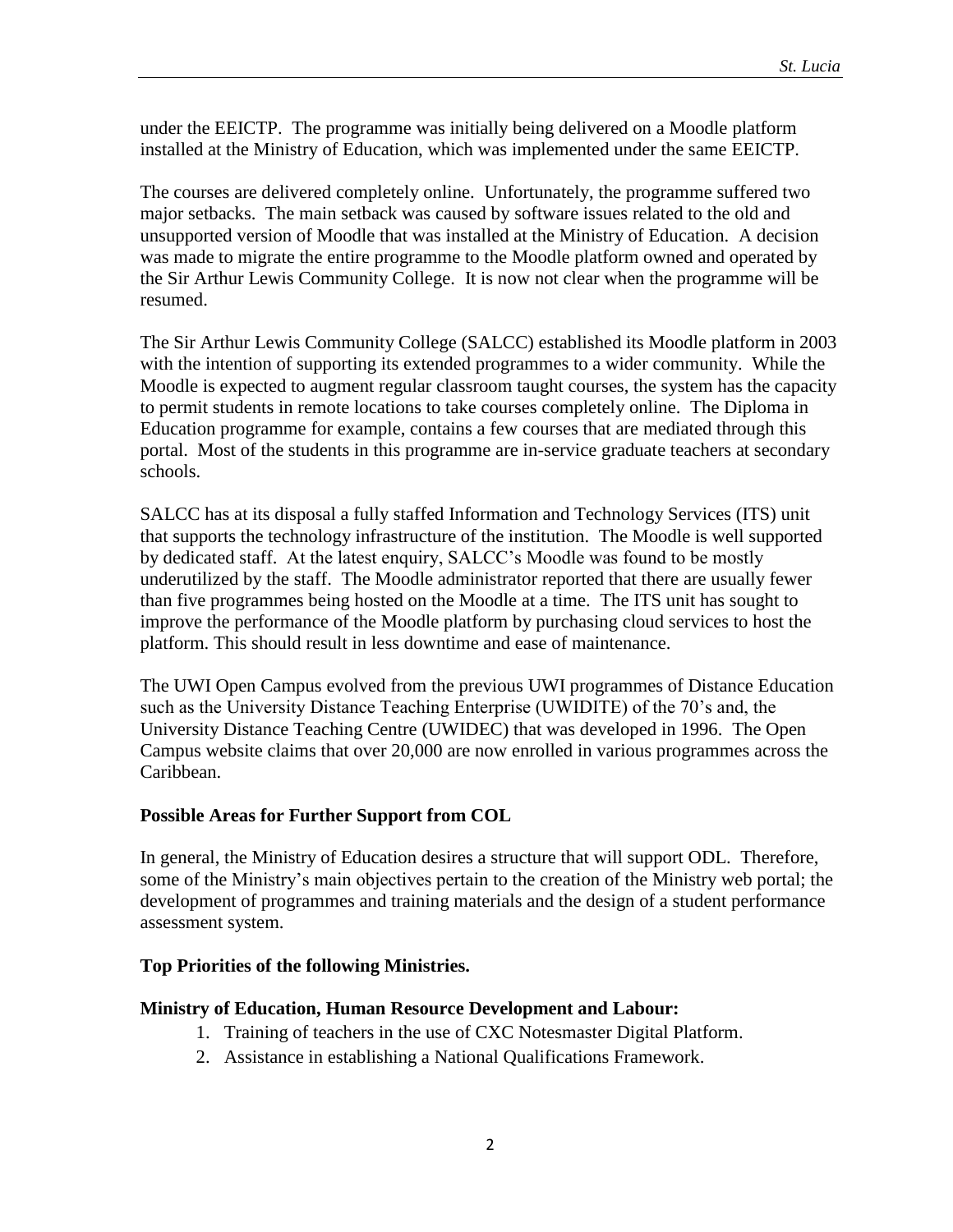under the EEICTP. The programme was initially being delivered on a Moodle platform installed at the Ministry of Education, which was implemented under the same EEICTP.

The courses are delivered completely online. Unfortunately, the programme suffered two major setbacks. The main setback was caused by software issues related to the old and unsupported version of Moodle that was installed at the Ministry of Education. A decision was made to migrate the entire programme to the Moodle platform owned and operated by the Sir Arthur Lewis Community College. It is now not clear when the programme will be resumed.

The Sir Arthur Lewis Community College (SALCC) established its Moodle platform in 2003 with the intention of supporting its extended programmes to a wider community. While the Moodle is expected to augment regular classroom taught courses, the system has the capacity to permit students in remote locations to take courses completely online. The Diploma in Education programme for example, contains a few courses that are mediated through this portal. Most of the students in this programme are in-service graduate teachers at secondary schools.

SALCC has at its disposal a fully staffed Information and Technology Services (ITS) unit that supports the technology infrastructure of the institution. The Moodle is well supported by dedicated staff. At the latest enquiry, SALCC's Moodle was found to be mostly underutilized by the staff. The Moodle administrator reported that there are usually fewer than five programmes being hosted on the Moodle at a time. The ITS unit has sought to improve the performance of the Moodle platform by purchasing cloud services to host the platform. This should result in less downtime and ease of maintenance.

The UWI Open Campus evolved from the previous UWI programmes of Distance Education such as the University Distance Teaching Enterprise (UWIDITE) of the 70's and, the University Distance Teaching Centre (UWIDEC) that was developed in 1996. The Open Campus website claims that over 20,000 are now enrolled in various programmes across the Caribbean.

## Possible Areas for Further Support from COL

In general, the Ministry of Education desires a structure that will support ODL. Therefore, some of the Ministry's main objectives pertain to the creation of the Ministry web portal; the development of programmes and training materials and the design of a student performance assessment system.

## Top Priorities of the following Ministries.

### Ministry of Education, Human Resource Development and Labour:

1. Training of teachers in the use of CXC Notesmaster Digital Platform.
2. Assistance in establishing a National Qualifications Framework.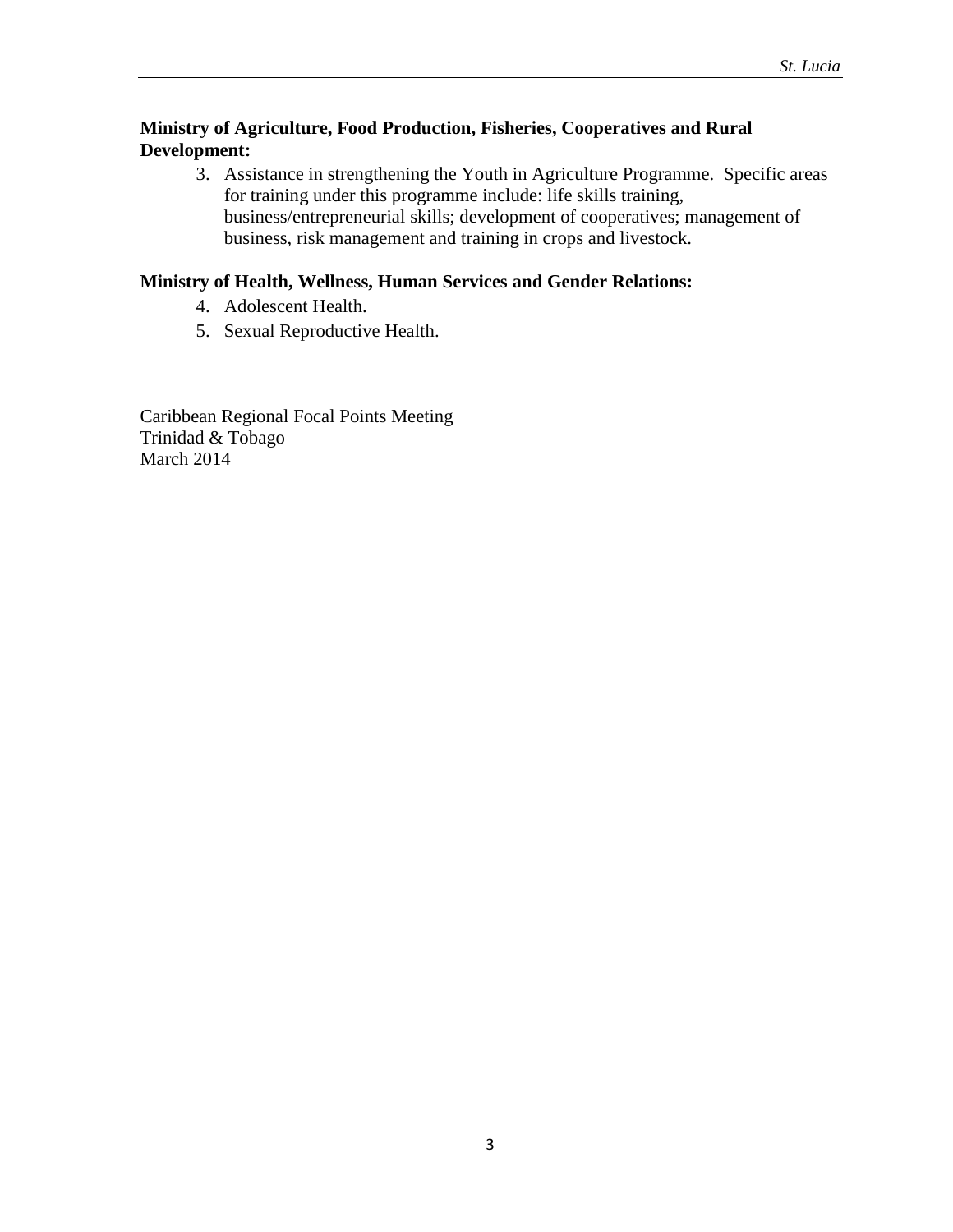**Ministry of Agriculture, Food Production, Fisheries, Cooperatives and Rural Development:**

3. Assistance in strengthening the Youth in Agriculture Programme. Specific areas for training under this programme include: life skills training, business/entrepreneurial skills; development of cooperatives; management of business, risk management and training in crops and livestock.

**Ministry of Health, Wellness, Human Services and Gender Relations:**

4. Adolescent Health.
5. Sexual Reproductive Health.

Caribbean Regional Focal Points Meeting
Trinidad & Tobago
March 2014